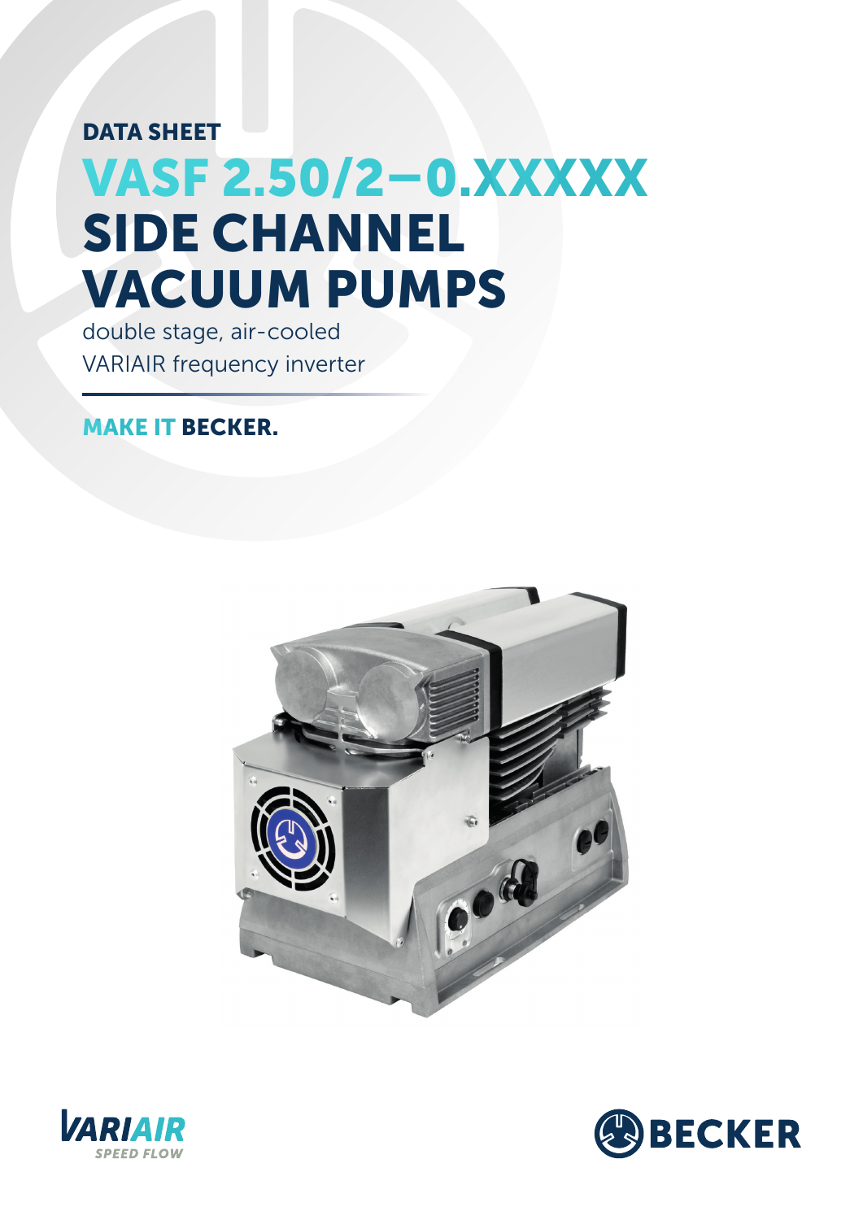DATA SHEET

# VASF 2.50/2–0.XXXXX SIDE CHANNEL VACUUM PUMPS

double stage, air-cooled
VARIAIR frequency inverter

**MAKE IT BECKER.**

VARIAIR SPEED FLOW

BECKER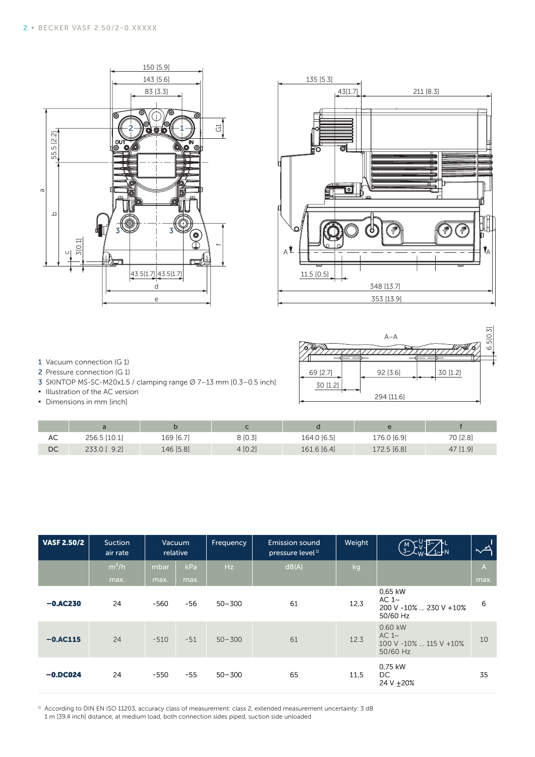1 Vacuum connection (G 1)
2 Pressure connection (G 1)
3 SKINTOP MS-SC-M20x1.5 / clamping range Ø 7–13 mm [0.3–0.5 inch]
- Illustration of the AC version
- Dimensions in mm [inch]

| | a | b | c | d | e | f |
|---|---|---|---|---|---|---|
| AC | 256.5 [10.1] | 169 [6.7] | 8 [0.3] | 164.0 [6.5] | 176.0 [6.9] | 70 [2.8] |
| DC | 233.0 [ 9.2] | 146 [5.8] | 4 [0.2] | 161.6 [6.4] | 172.5 [6.8] | 47 [1.9] |

| VASF 2.50/2 | Suction air rate | Vacuum relative | | Frequency | Emission sound pressure level[1] | Weight | Motor | Current |
|---|---|---|---|---|---|---|---|---|
| | $m^3/h$ max. | mbar max. | kPa max. | Hz | dB(A) | kg | | A max. |
| **−0.AC230** | 24 | -560 | -56 | 50−300 | 61 | 12,3 | 0,65 kW AC 1~ 200 V -10% ... 230 V +10% 50/60 Hz | 6 |
| **−0.AC115** | 24 | -510 | -51 | 50−300 | 61 | 12.3 | 0.60 kW AC 1~ 100 V -10% ... 115 V +10% 50/60 Hz | 10 |
| **−0.DC024** | 24 | -550 | -55 | 50−300 | 65 | 11,5 | 0,75 kW DC 24 V ±20% | 35 |

[1] According to DIN EN ISO 11203, accuracy class of measurement: class 2, extended measurement uncertainty: 3 dB
1 m [39.4 inch] distance, at medium load, both connection sides piped, suction side unloaded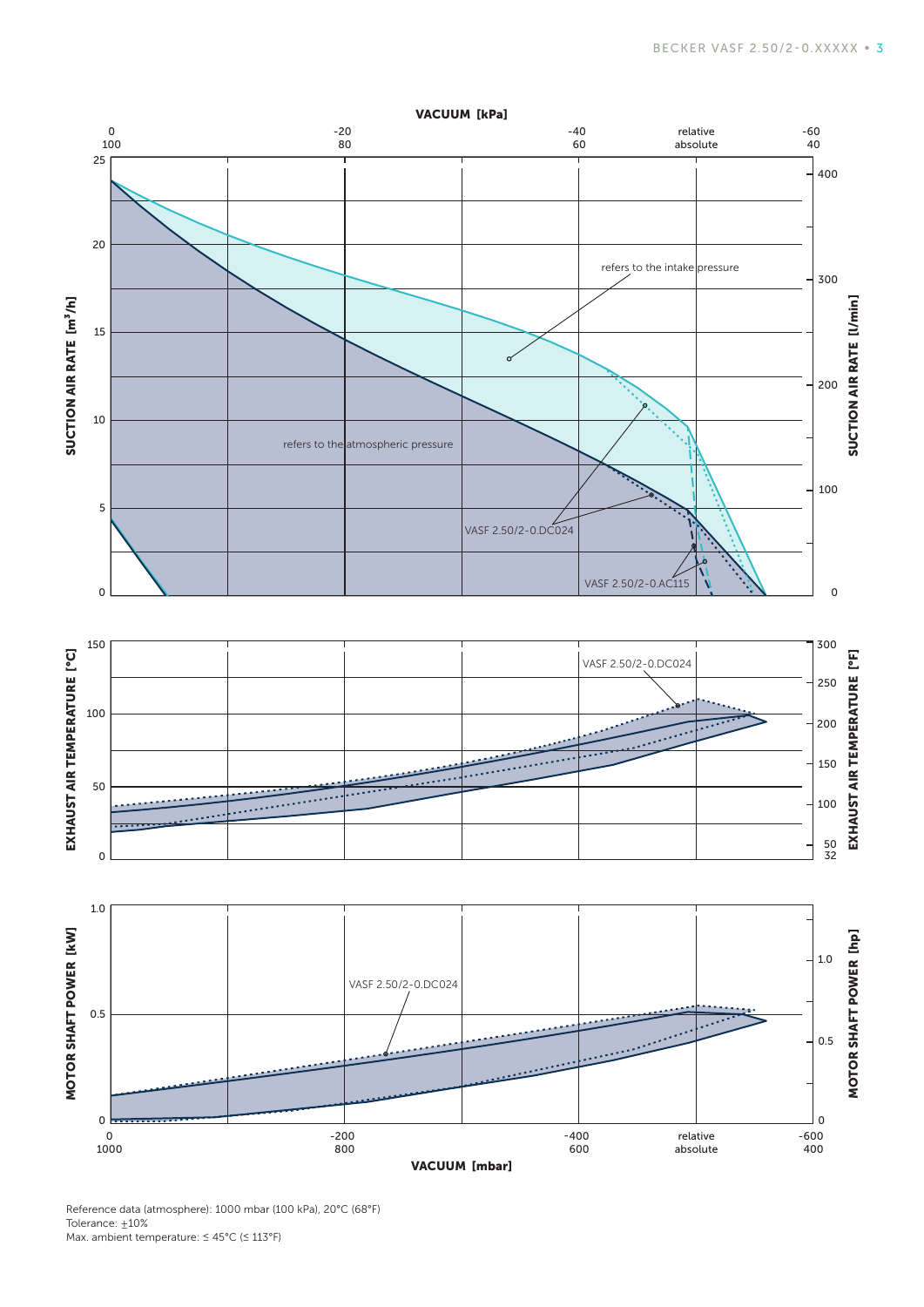VACUUM [kPa]

0 -20 -40 relative -60

100 80 60 absolute 40

SUCTION AIR RATE [m³/h]

25 20 15 10 5 0

SUCTION AIR RATE [l/min]

400 300 200 100 0

refers to the intake pressure

refers to the atmospheric pressure

VASF 2.50/2-0.DC024

VASF 2.50/2-0.AC115

EXHAUST AIR TEMPERATURE [°C]

150 100 50 0

EXHAUST AIR TEMPERATURE [°F]

300 250 200 150 100 50 32

VASF 2.50/2-0.DC024

MOTOR SHAFT POWER [kW]

1.0 0.5 0

MOTOR SHAFT POWER [hp]

1.0 0.5 0

VASF 2.50/2-0.DC024

0 -200 -400 relative -600

1000 800 600 absolute 400

VACUUM [mbar]

Reference data (atmosphere): 1000 mbar (100 kPa), 20°C (68°F)
Tolerance: ±10%
Max. ambient temperature: ≤ 45°C (≤ 113°F)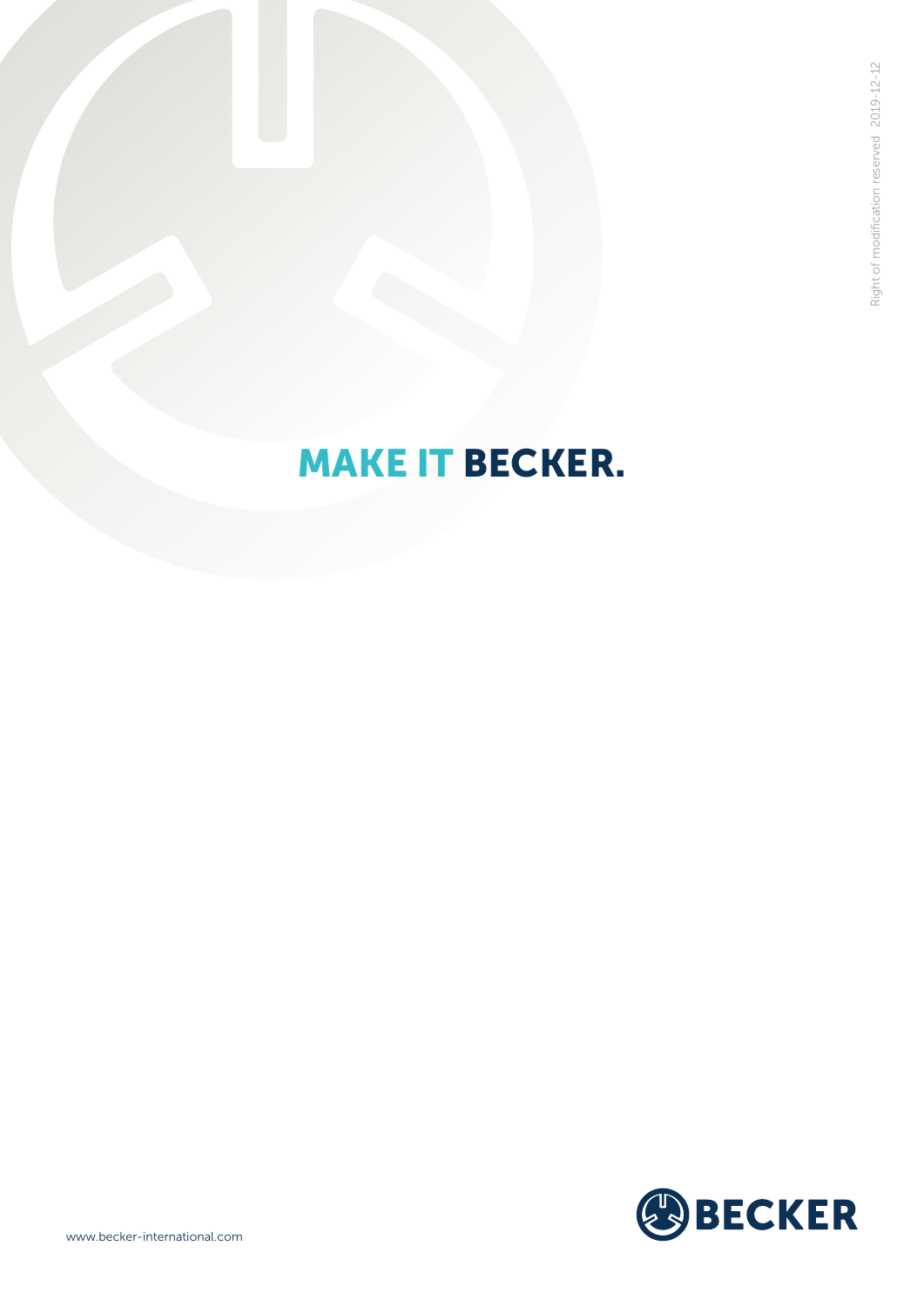# MAKE IT BECKER.

Right of modification reserved 2019-12-12

BECKER

www.becker-international.com